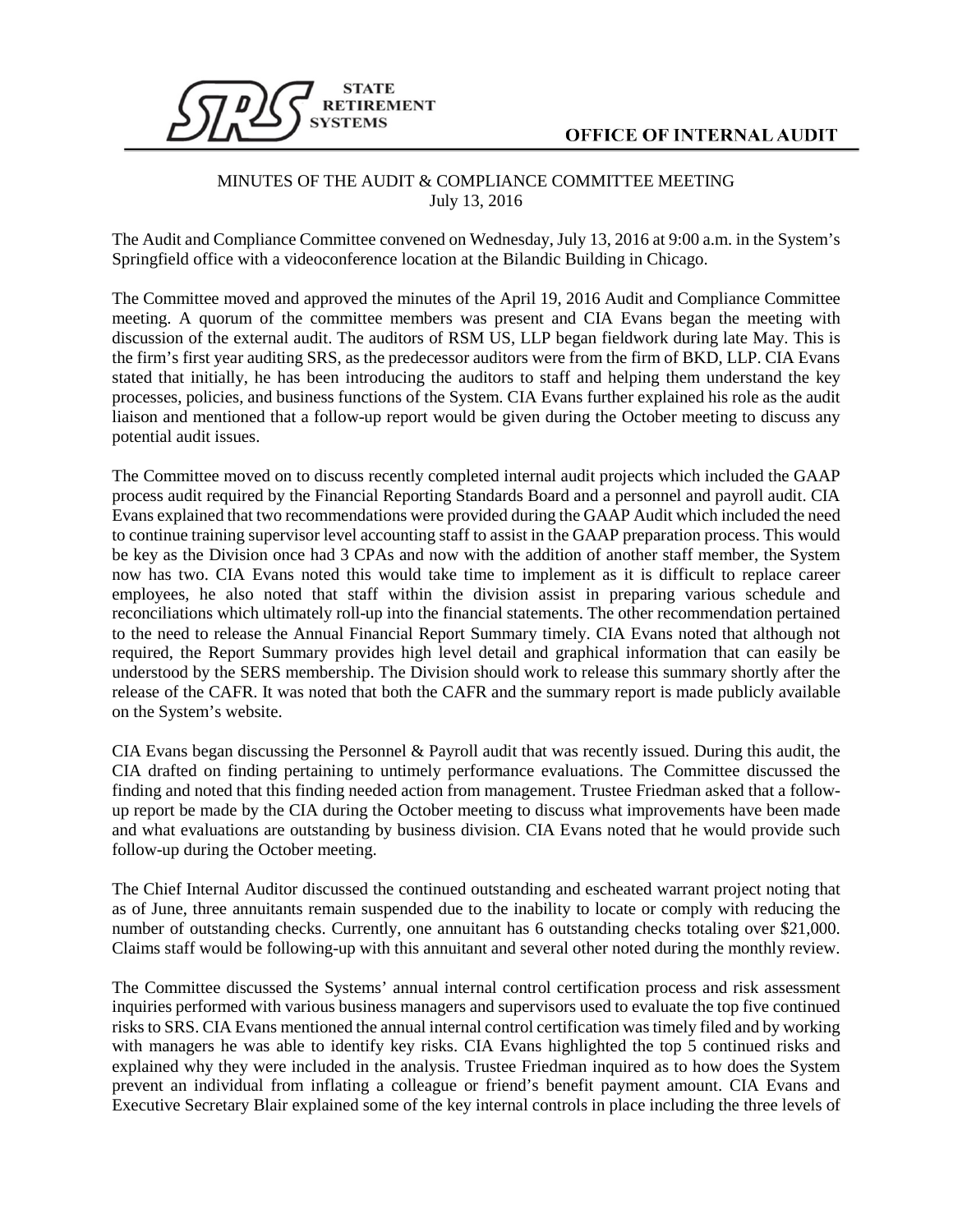STATE RETIREMENT SYSTEMS

OFFICE OF INTERNAL AUDIT

MINUTES OF THE AUDIT & COMPLIANCE COMMITTEE MEETING
July 13, 2016

The Audit and Compliance Committee convened on Wednesday, July 13, 2016 at 9:00 a.m. in the System's Springfield office with a videoconference location at the Bilandic Building in Chicago.

The Committee moved and approved the minutes of the April 19, 2016 Audit and Compliance Committee meeting. A quorum of the committee members was present and CIA Evans began the meeting with discussion of the external audit. The auditors of RSM US, LLP began fieldwork during late May. This is the firm's first year auditing SRS, as the predecessor auditors were from the firm of BKD, LLP. CIA Evans stated that initially, he has been introducing the auditors to staff and helping them understand the key processes, policies, and business functions of the System. CIA Evans further explained his role as the audit liaison and mentioned that a follow-up report would be given during the October meeting to discuss any potential audit issues.

The Committee moved on to discuss recently completed internal audit projects which included the GAAP process audit required by the Financial Reporting Standards Board and a personnel and payroll audit. CIA Evans explained that two recommendations were provided during the GAAP Audit which included the need to continue training supervisor level accounting staff to assist in the GAAP preparation process. This would be key as the Division once had 3 CPAs and now with the addition of another staff member, the System now has two. CIA Evans noted this would take time to implement as it is difficult to replace career employees, he also noted that staff within the division assist in preparing various schedule and reconciliations which ultimately roll-up into the financial statements. The other recommendation pertained to the need to release the Annual Financial Report Summary timely. CIA Evans noted that although not required, the Report Summary provides high level detail and graphical information that can easily be understood by the SERS membership. The Division should work to release this summary shortly after the release of the CAFR. It was noted that both the CAFR and the summary report is made publicly available on the System's website.

CIA Evans began discussing the Personnel & Payroll audit that was recently issued. During this audit, the CIA drafted on finding pertaining to untimely performance evaluations. The Committee discussed the finding and noted that this finding needed action from management. Trustee Friedman asked that a follow-up report be made by the CIA during the October meeting to discuss what improvements have been made and what evaluations are outstanding by business division. CIA Evans noted that he would provide such follow-up during the October meeting.

The Chief Internal Auditor discussed the continued outstanding and escheated warrant project noting that as of June, three annuitants remain suspended due to the inability to locate or comply with reducing the number of outstanding checks. Currently, one annuitant has 6 outstanding checks totaling over $21,000. Claims staff would be following-up with this annuitant and several other noted during the monthly review.

The Committee discussed the Systems' annual internal control certification process and risk assessment inquiries performed with various business managers and supervisors used to evaluate the top five continued risks to SRS. CIA Evans mentioned the annual internal control certification was timely filed and by working with managers he was able to identify key risks. CIA Evans highlighted the top 5 continued risks and explained why they were included in the analysis. Trustee Friedman inquired as to how does the System prevent an individual from inflating a colleague or friend's benefit payment amount. CIA Evans and Executive Secretary Blair explained some of the key internal controls in place including the three levels of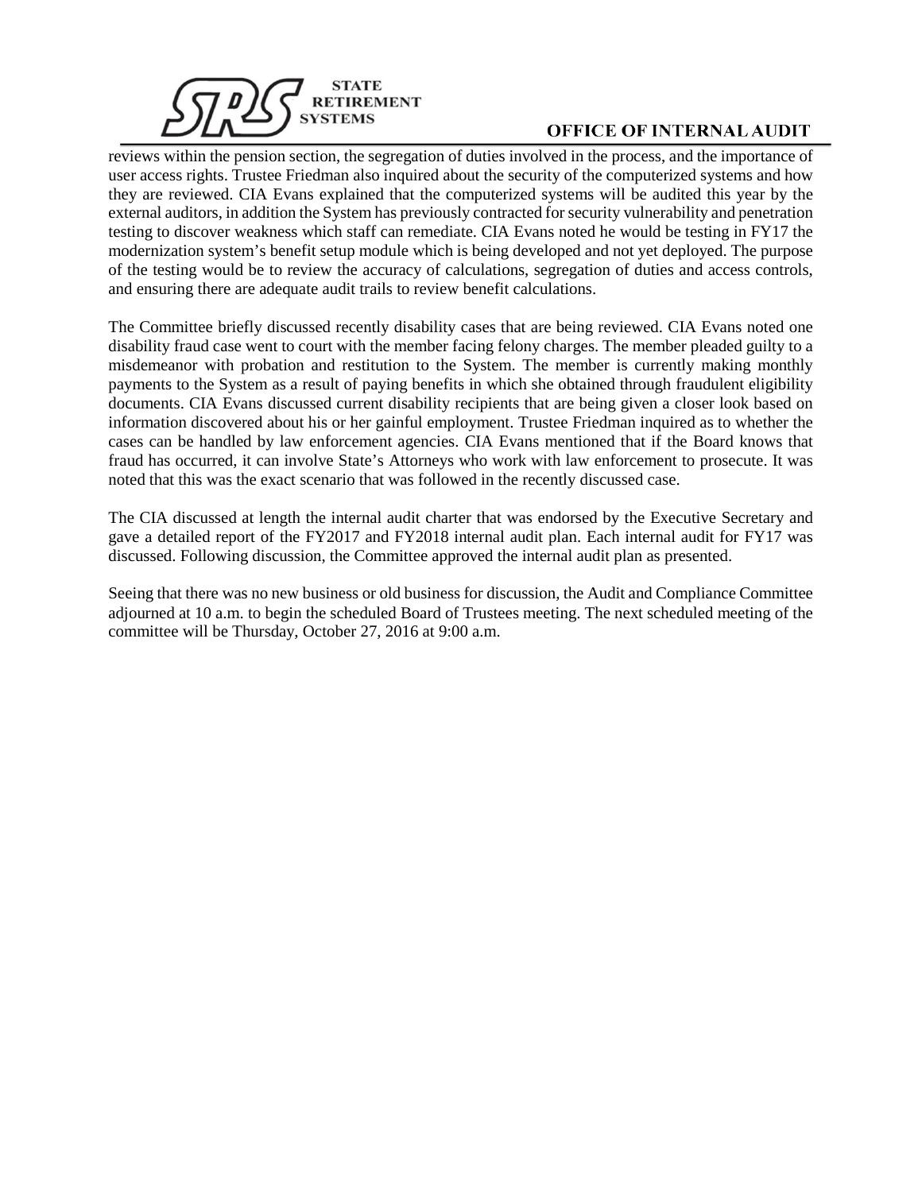reviews within the pension section, the segregation of duties involved in the process, and the importance of user access rights. Trustee Friedman also inquired about the security of the computerized systems and how they are reviewed. CIA Evans explained that the computerized systems will be audited this year by the external auditors, in addition the System has previously contracted for security vulnerability and penetration testing to discover weakness which staff can remediate. CIA Evans noted he would be testing in FY17 the modernization system's benefit setup module which is being developed and not yet deployed. The purpose of the testing would be to review the accuracy of calculations, segregation of duties and access controls, and ensuring there are adequate audit trails to review benefit calculations.

The Committee briefly discussed recently disability cases that are being reviewed. CIA Evans noted one disability fraud case went to court with the member facing felony charges. The member pleaded guilty to a misdemeanor with probation and restitution to the System. The member is currently making monthly payments to the System as a result of paying benefits in which she obtained through fraudulent eligibility documents. CIA Evans discussed current disability recipients that are being given a closer look based on information discovered about his or her gainful employment. Trustee Friedman inquired as to whether the cases can be handled by law enforcement agencies. CIA Evans mentioned that if the Board knows that fraud has occurred, it can involve State's Attorneys who work with law enforcement to prosecute. It was noted that this was the exact scenario that was followed in the recently discussed case.

The CIA discussed at length the internal audit charter that was endorsed by the Executive Secretary and gave a detailed report of the FY2017 and FY2018 internal audit plan. Each internal audit for FY17 was discussed. Following discussion, the Committee approved the internal audit plan as presented.

Seeing that there was no new business or old business for discussion, the Audit and Compliance Committee adjourned at 10 a.m. to begin the scheduled Board of Trustees meeting. The next scheduled meeting of the committee will be Thursday, October 27, 2016 at 9:00 a.m.